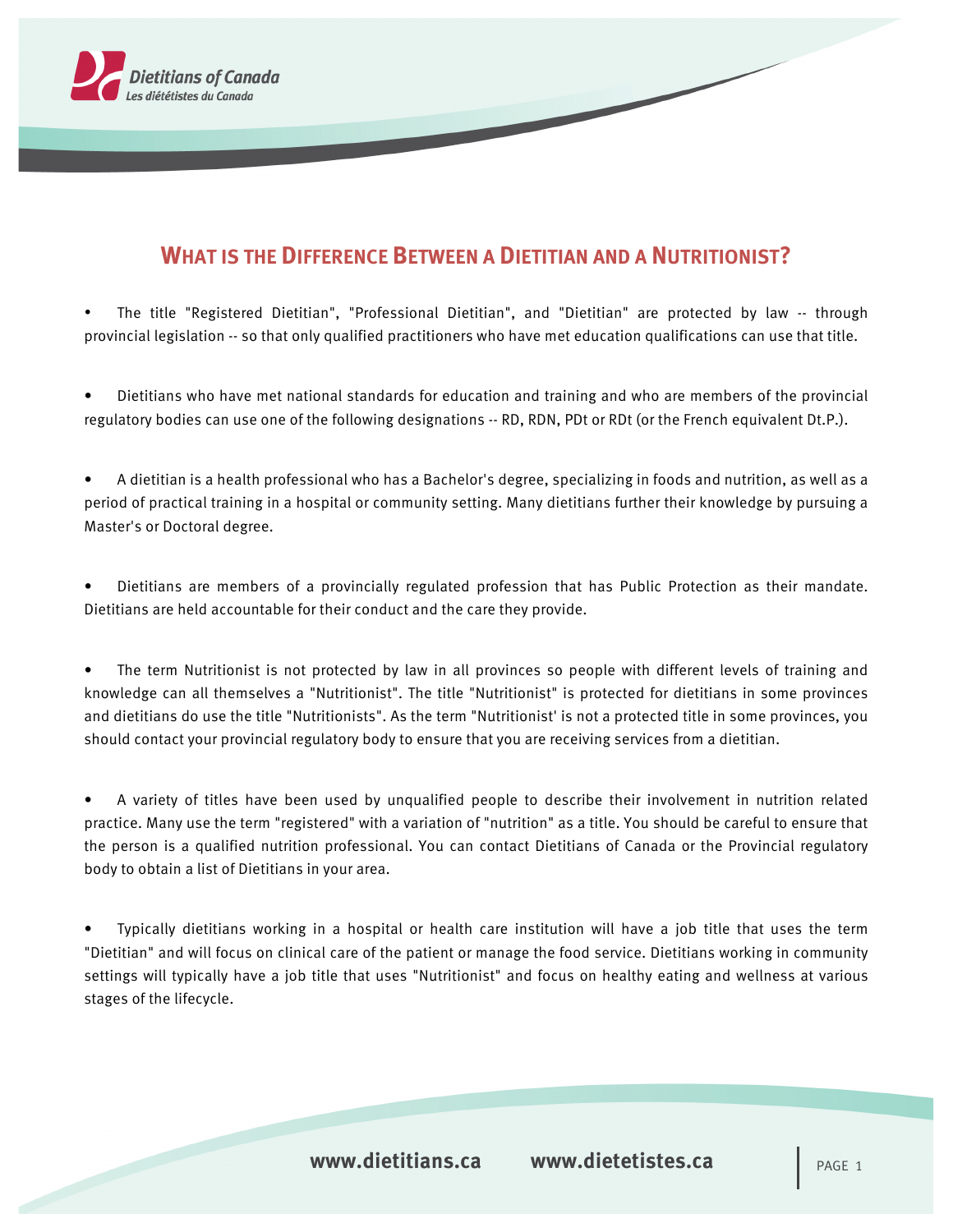# What is the Difference Between a Dietitian and a Nutritionist?

- The title "Registered Dietitian", "Professional Dietitian", and "Dietitian" are protected by law -- through provincial legislation -- so that only qualified practitioners who have met education qualifications can use that title.

- Dietitians who have met national standards for education and training and who are members of the provincial regulatory bodies can use one of the following designations -- RD, RDN, PDt or RDt (or the French equivalent Dt.P.).

- A dietitian is a health professional who has a Bachelor's degree, specializing in foods and nutrition, as well as a period of practical training in a hospital or community setting. Many dietitians further their knowledge by pursuing a Master's or Doctoral degree.

- Dietitians are members of a provincially regulated profession that has Public Protection as their mandate. Dietitians are held accountable for their conduct and the care they provide.

- The term Nutritionist is not protected by law in all provinces so people with different levels of training and knowledge can all themselves a "Nutritionist". The title "Nutritionist" is protected for dietitians in some provinces and dietitians do use the title "Nutritionists". As the term "Nutritionist' is not a protected title in some provinces, you should contact your provincial regulatory body to ensure that you are receiving services from a dietitian.

- A variety of titles have been used by unqualified people to describe their involvement in nutrition related practice. Many use the term "registered" with a variation of "nutrition" as a title. You should be careful to ensure that the person is a qualified nutrition professional. You can contact Dietitians of Canada or the Provincial regulatory body to obtain a list of Dietitians in your area.

- Typically dietitians working in a hospital or health care institution will have a job title that uses the term "Dietitian" and will focus on clinical care of the patient or manage the food service. Dietitians working in community settings will typically have a job title that uses "Nutritionist" and focus on healthy eating and wellness at various stages of the lifecycle.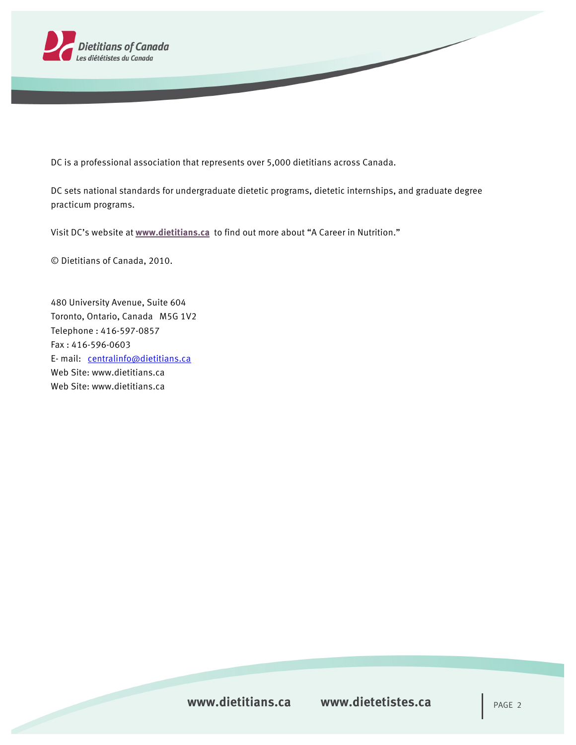DC is a professional association that represents over 5,000 dietitians across Canada.

DC sets national standards for undergraduate dietetic programs, dietetic internships, and graduate degree practicum programs.

Visit DC's website at **www.dietitians.ca** to find out more about "A Career in Nutrition."

© Dietitians of Canada, 2010.

480 University Avenue, Suite 604
Toronto, Ontario, Canada M5G 1V2
Telephone : 416-597-0857
Fax : 416-596-0603
E- mail: centralinfo@dietitians.ca
Web Site: www.dietitians.ca
Web Site: www.dietitians.ca